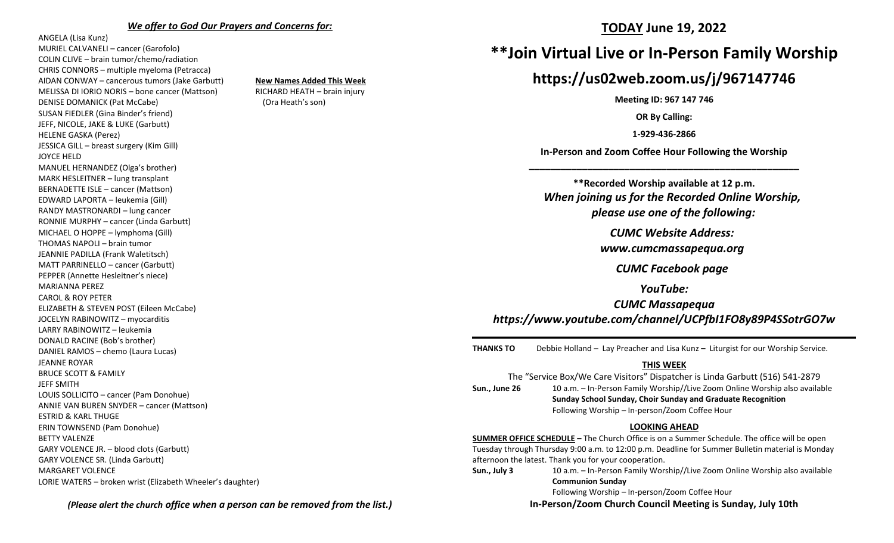## *We offer to God Our Prayers and Concerns for:*

ANGELA (Lisa Kunz)
MURIEL CALVANELI – cancer (Garofolo)
COLIN CLIVE – brain tumor/chemo/radiation
CHRIS CONNORS – multiple myeloma (Petracca)
AIDAN CONWAY – cancerous tumors (Jake Garbutt)
MELISSA DI IORIO NORIS – bone cancer (Mattson)
DENISE DOMANICK (Pat McCabe)
SUSAN FIEDLER (Gina Binder's friend)
JEFF, NICOLE, JAKE & LUKE (Garbutt)
HELENE GASKA (Perez)
JESSICA GILL – breast surgery (Kim Gill)
JOYCE HELD
MANUEL HERNANDEZ (Olga's brother)
MARK HESLEITNER – lung transplant
BERNADETTE ISLE – cancer (Mattson)
EDWARD LAPORTA – leukemia (Gill)
RANDY MASTRONARDI – lung cancer
RONNIE MURPHY – cancer (Linda Garbutt)
MICHAEL O HOPPE – lymphoma (Gill)
THOMAS NAPOLI – brain tumor
JEANNIE PADILLA (Frank Waletitsch)
MATT PARRINELLO – cancer (Garbutt)
PEPPER (Annette Hesleitner's niece)
MARIANNA PEREZ
CAROL & ROY PETER
ELIZABETH & STEVEN POST (Eileen McCabe)
JOCELYN RABINOWITZ – myocarditis
LARRY RABINOWITZ – leukemia
DONALD RACINE (Bob's brother)
DANIEL RAMOS – chemo (Laura Lucas)
JEANNE ROYAR
BRUCE SCOTT & FAMILY
JEFF SMITH
LOUIS SOLLICITO – cancer (Pam Donohue)
ANNIE VAN BUREN SNYDER – cancer (Mattson)
ESTRID & KARL THUGE
ERIN TOWNSEND (Pam Donohue)
BETTY VALENZE
GARY VOLENCE JR. – blood clots (Garbutt)
GARY VOLENCE SR. (Linda Garbutt)
MARGARET VOLENCE
LORIE WATERS – broken wrist (Elizabeth Wheeler's daughter)

**New Names Added This Week**
RICHARD HEATH – brain injury (Ora Heath's son)

*(Please alert the church office when a person can be removed from the list.)*

# TODAY June 19, 2022

# **Join Virtual Live or In-Person Family Worship

## https://us02web.zoom.us/j/967147746

**Meeting ID: 967 147 746**

**OR By Calling:**

**1-929-436-2866**

**In-Person and Zoom Coffee Hour Following the Worship**

---

**\*\*Recorded Worship available at 12 p.m.**
***When joining us for the Recorded Online Worship, please use one of the following:***

***CUMC Website Address:***
***www.cumcmassapequa.org***

***CUMC Facebook page***

***YouTube:***
***CUMC Massapequa***
***https://www.youtube.com/channel/UCPfbI1FO8y89P4SSotrGO7w***

---

**THANKS TO** Debbie Holland – Lay Preacher and Lisa Kunz **–** Liturgist for our Worship Service.

### THIS WEEK

The "Service Box/We Care Visitors" Dispatcher is Linda Garbutt (516) 541-2879

**Sun., June 26** 10 a.m. – In-Person Family Worship//Live Zoom Online Worship also available
**Sunday School Sunday, Choir Sunday and Graduate Recognition**
Following Worship – In-person/Zoom Coffee Hour

### LOOKING AHEAD

**SUMMER OFFICE SCHEDULE –** The Church Office is on a Summer Schedule. The office will be open Tuesday through Thursday 9:00 a.m. to 12:00 p.m. Deadline for Summer Bulletin material is Monday afternoon the latest. Thank you for your cooperation.

**Sun., July 3** 10 a.m. – In-Person Family Worship//Live Zoom Online Worship also available
**Communion Sunday**
Following Worship – In-person/Zoom Coffee Hour

**In-Person/Zoom Church Council Meeting is Sunday, July 10th**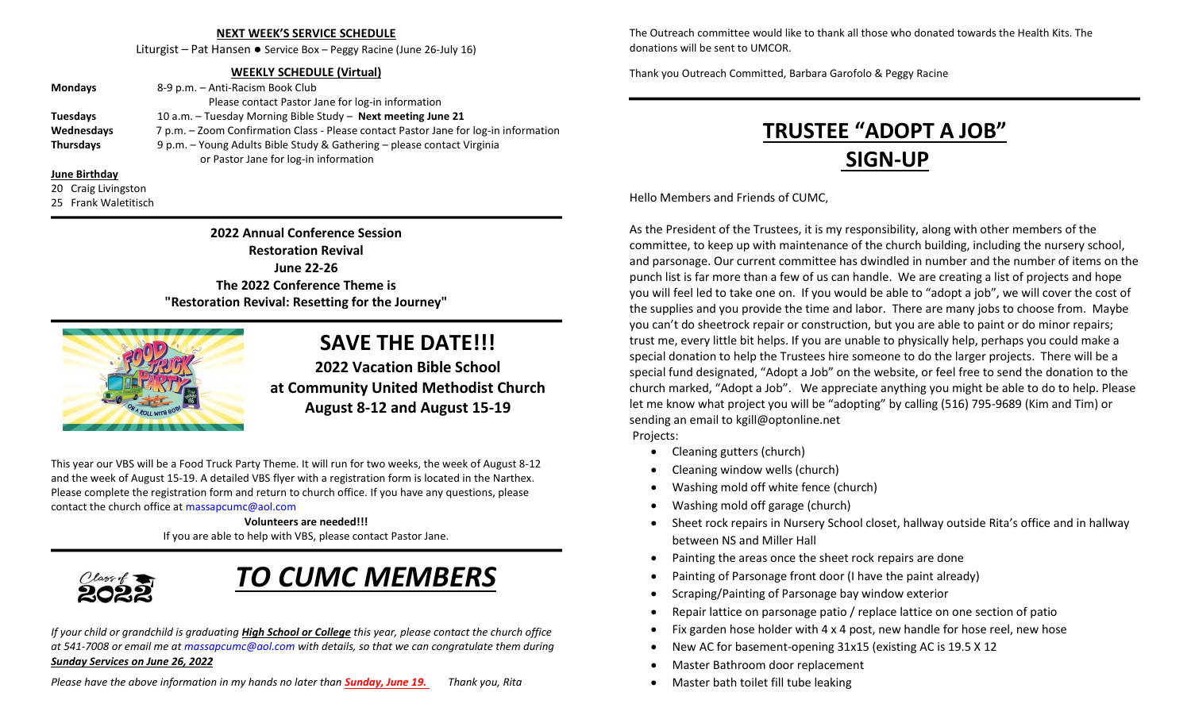## NEXT WEEK'S SERVICE SCHEDULE

Liturgist – Pat Hansen ● Service Box – Peggy Racine (June 26-July 16)

## WEEKLY SCHEDULE (Virtual)

**Mondays** 8-9 p.m. – Anti-Racism Book Club
Please contact Pastor Jane for log-in information

**Tuesdays** 10 a.m. – Tuesday Morning Bible Study – **Next meeting June 21**

**Wednesdays** 7 p.m. – Zoom Confirmation Class - Please contact Pastor Jane for log-in information

**Thursdays** 9 p.m. – Young Adults Bible Study & Gathering – please contact Virginia or Pastor Jane for log-in information

**June Birthday**

20 Craig Livingston
25 Frank Waletitisch

**2022 Annual Conference Session**
**Restoration Revival**
**June 22-26**
**The 2022 Conference Theme is**
**"Restoration Revival: Resetting for the Journey"**

# SAVE THE DATE!!!

**2022 Vacation Bible School**
**at Community United Methodist Church**
**August 8-12 and August 15-19**

This year our VBS will be a Food Truck Party Theme. It will run for two weeks, the week of August 8-12 and the week of August 15-19. A detailed VBS flyer with a registration form is located in the Narthex. Please complete the registration form and return to church office. If you have any questions, please contact the church office at massapcumc@aol.com

**Volunteers are needed!!!**
If you are able to help with VBS, please contact Pastor Jane.

# *TO CUMC MEMBERS*

*If your child or grandchild is graduating **High School or College** this year, please contact the church office at 541-7008 or email me at massapcumc@aol.com with details, so that we can congratulate them during **Sunday Services on June 26, 2022***

*Please have the above information in my hands no later than **Sunday, June 19.*** *Thank you, Rita*

The Outreach committee would like to thank all those who donated towards the Health Kits. The donations will be sent to UMCOR.

Thank you Outreach Committed, Barbara Garofolo & Peggy Racine

# TRUSTEE "ADOPT A JOB" SIGN-UP

Hello Members and Friends of CUMC,

As the President of the Trustees, it is my responsibility, along with other members of the committee, to keep up with maintenance of the church building, including the nursery school, and parsonage. Our current committee has dwindled in number and the number of items on the punch list is far more than a few of us can handle. We are creating a list of projects and hope you will feel led to take one on. If you would be able to "adopt a job", we will cover the cost of the supplies and you provide the time and labor. There are many jobs to choose from. Maybe you can't do sheetrock repair or construction, but you are able to paint or do minor repairs; trust me, every little bit helps. If you are unable to physically help, perhaps you could make a special donation to help the Trustees hire someone to do the larger projects. There will be a special fund designated, "Adopt a Job" on the website, or feel free to send the donation to the church marked, "Adopt a Job". We appreciate anything you might be able to do to help. Please let me know what project you will be "adopting" by calling (516) 795-9689 (Kim and Tim) or sending an email to kgill@optonline.net

Projects:

- Cleaning gutters (church)
- Cleaning window wells (church)
- Washing mold off white fence (church)
- Washing mold off garage (church)
- Sheet rock repairs in Nursery School closet, hallway outside Rita's office and in hallway between NS and Miller Hall
- Painting the areas once the sheet rock repairs are done
- Painting of Parsonage front door (I have the paint already)
- Scraping/Painting of Parsonage bay window exterior
- Repair lattice on parsonage patio / replace lattice on one section of patio
- Fix garden hose holder with 4 x 4 post, new handle for hose reel, new hose
- New AC for basement-opening 31x15 (existing AC is 19.5 X 12
- Master Bathroom door replacement
- Master bath toilet fill tube leaking